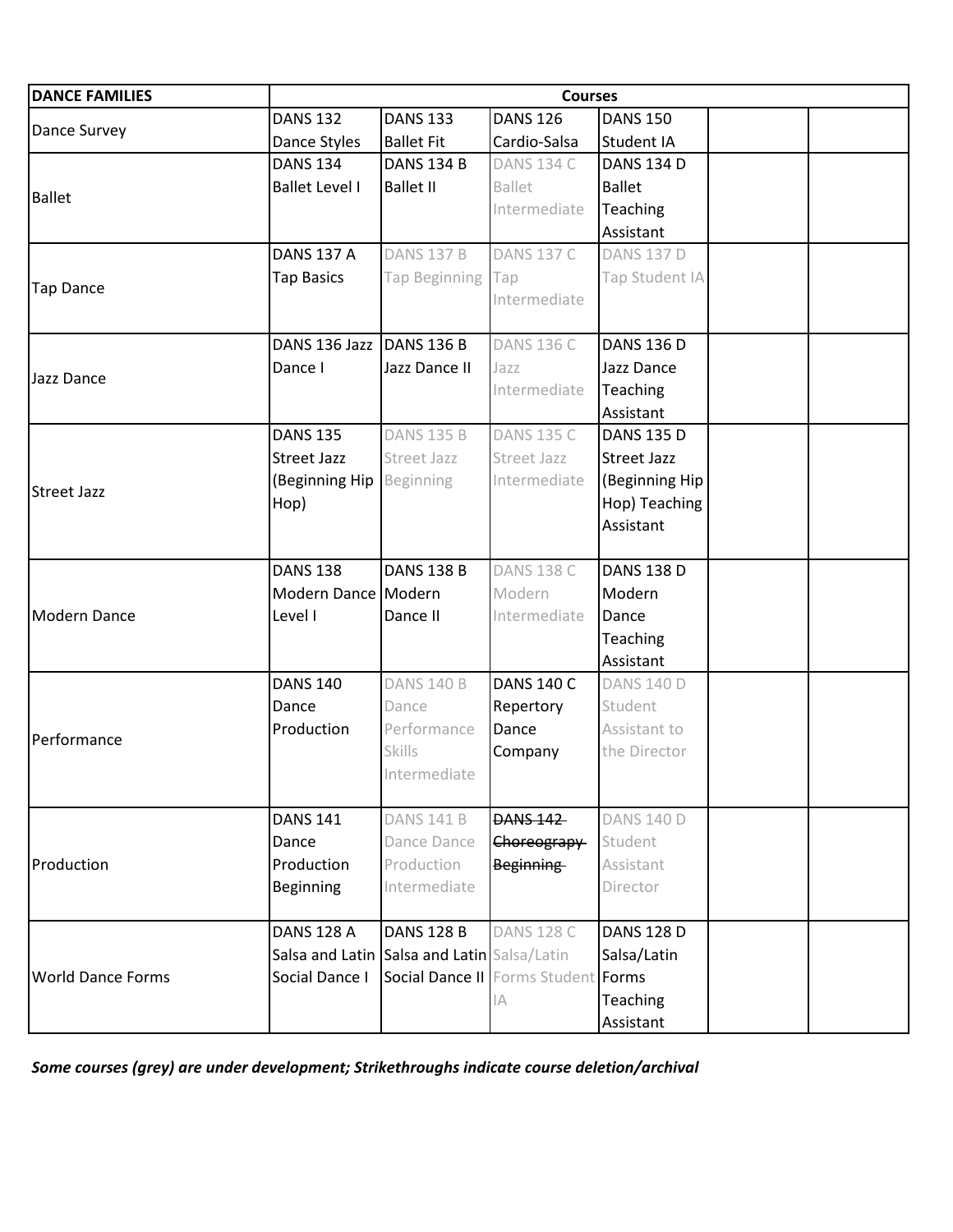| DANCE FAMILIES | Courses | | | | | |
|---|---|---|---|---|---|---|
| Dance Survey | DANS 132 Dance Styles | DANS 133 Ballet Fit | DANS 126 Cardio-Salsa | DANS 150 Student IA | | |
| Ballet | DANS 134 Ballet Level I | DANS 134 B Ballet II | DANS 134 C Ballet Intermediate | DANS 134 D Ballet Teaching Assistant | | |
| Tap Dance | DANS 137 A Tap Basics | DANS 137 B Tap Beginning | DANS 137 C Tap Intermediate | DANS 137 D Tap Student IA | | |
| Jazz Dance | DANS 136 Jazz Dance I | DANS 136 B Jazz Dance II | DANS 136 C Jazz Intermediate | DANS 136 D Jazz Dance Teaching Assistant | | |
| Street Jazz | DANS 135 Street Jazz (Beginning Hip Hop) | DANS 135 B Street Jazz Beginning | DANS 135 C Street Jazz Intermediate | DANS 135 D Street Jazz (Beginning Hip Hop) Teaching Assistant | | |
| Modern Dance | DANS 138 Modern Dance Level I | DANS 138 B Modern Dance II | DANS 138 C Modern Intermediate | DANS 138 D Modern Dance Teaching Assistant | | |
| Performance | DANS 140 Dance Production | DANS 140 B Dance Performance Skills Intermediate | DANS 140 C Repertory Dance Company | DANS 140 D Student Assistant to the Director | | |
| Production | DANS 141 Dance Production Beginning | DANS 141 B Dance Dance Production Intermediate | ~~DANS 142 Choreograpy Beginning~~ | DANS 140 D Student Assistant Director | | |
| World Dance Forms | DANS 128 A Salsa and Latin Social Dance I | DANS 128 B Salsa and Latin Social Dance II | DANS 128 C Salsa/Latin Forms Student IA | DANS 128 D Salsa/Latin Forms Teaching Assistant | | |

***Some courses (grey) are under development; Strikethroughs indicate course deletion/archival***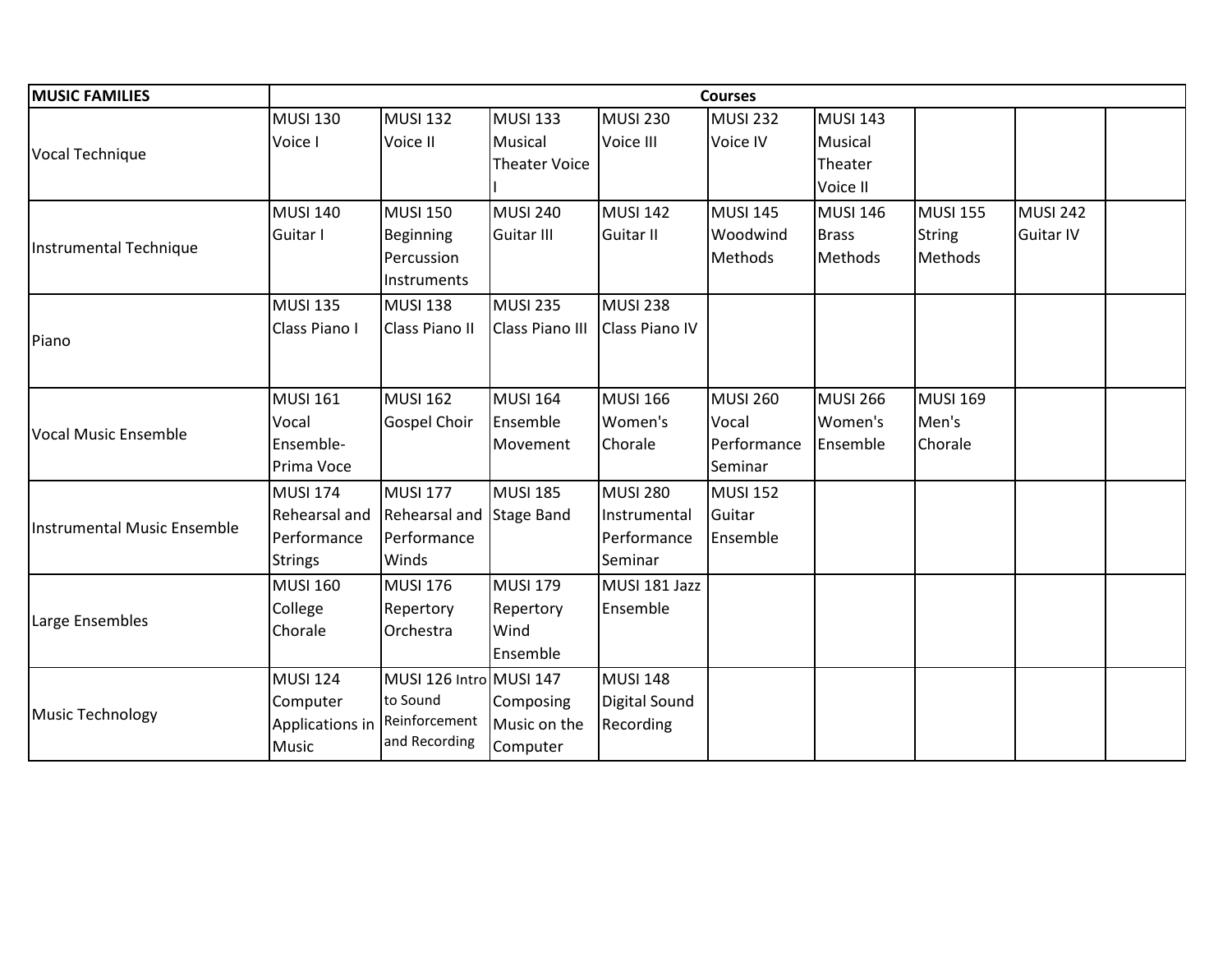| MUSIC FAMILIES | Courses | | | | | | | | |
|---|---|---|---|---|---|---|---|---|---|
| Vocal Technique | MUSI 130 Voice I | MUSI 132 Voice II | MUSI 133 Musical Theater Voice I | MUSI 230 Voice III | MUSI 232 Voice IV | MUSI 143 Musical Theater Voice II | | | |
| Instrumental Technique | MUSI 140 Guitar I | MUSI 150 Beginning Percussion Instruments | MUSI 240 Guitar III | MUSI 142 Guitar II | MUSI 145 Woodwind Methods | MUSI 146 Brass Methods | MUSI 155 String Methods | MUSI 242 Guitar IV | |
| Piano | MUSI 135 Class Piano I | MUSI 138 Class Piano II | MUSI 235 Class Piano III | MUSI 238 Class Piano IV | | | | | |
| Vocal Music Ensemble | MUSI 161 Vocal Ensemble-Prima Voce | MUSI 162 Gospel Choir | MUSI 164 Ensemble Movement | MUSI 166 Women's Chorale | MUSI 260 Vocal Performance Seminar | MUSI 266 Women's Ensemble | MUSI 169 Men's Chorale | | |
| Instrumental Music Ensemble | MUSI 174 Rehearsal and Performance Strings | MUSI 177 Rehearsal and Performance Winds | MUSI 185 Stage Band | MUSI 280 Instrumental Performance Seminar | MUSI 152 Guitar Ensemble | | | | |
| Large Ensembles | MUSI 160 College Chorale | MUSI 176 Repertory Orchestra | MUSI 179 Repertory Wind Ensemble | MUSI 181 Jazz Ensemble | | | | | |
| Music Technology | MUSI 124 Computer Applications in Music | MUSI 126 Intro to Sound Reinforcement and Recording | MUSI 147 Composing Music on the Computer | MUSI 148 Digital Sound Recording | | | | | |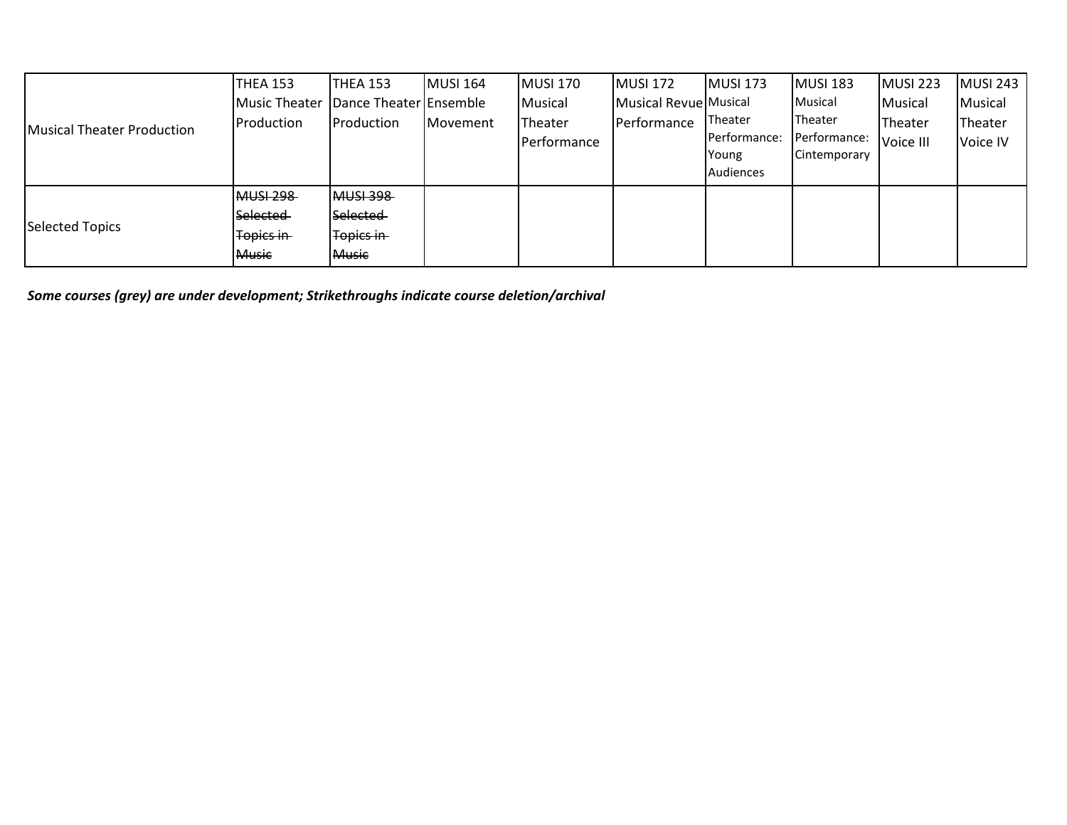| | | | | | | | | | |
|---|---|---|---|---|---|---|---|---|---|
| Musical Theater Production | THEA 153 Music Theater Production | THEA 153 Dance Theater Production | MUSI 164 Ensemble Movement | MUSI 170 Musical Theater Performance | MUSI 172 Musical Revue Performance | MUSI 173 Musical Theater Performance: Young Audiences | MUSI 183 Musical Theater Performance: Cintemporary | MUSI 223 Musical Theater Voice III | MUSI 243 Musical Theater Voice IV |
| Selected Topics | ~~MUSI 298 Selected Topics in Music~~ | ~~MUSI 398 Selected Topics in Music~~ | | | | | | | |

***Some courses (grey) are under development; Strikethroughs indicate course deletion/archival***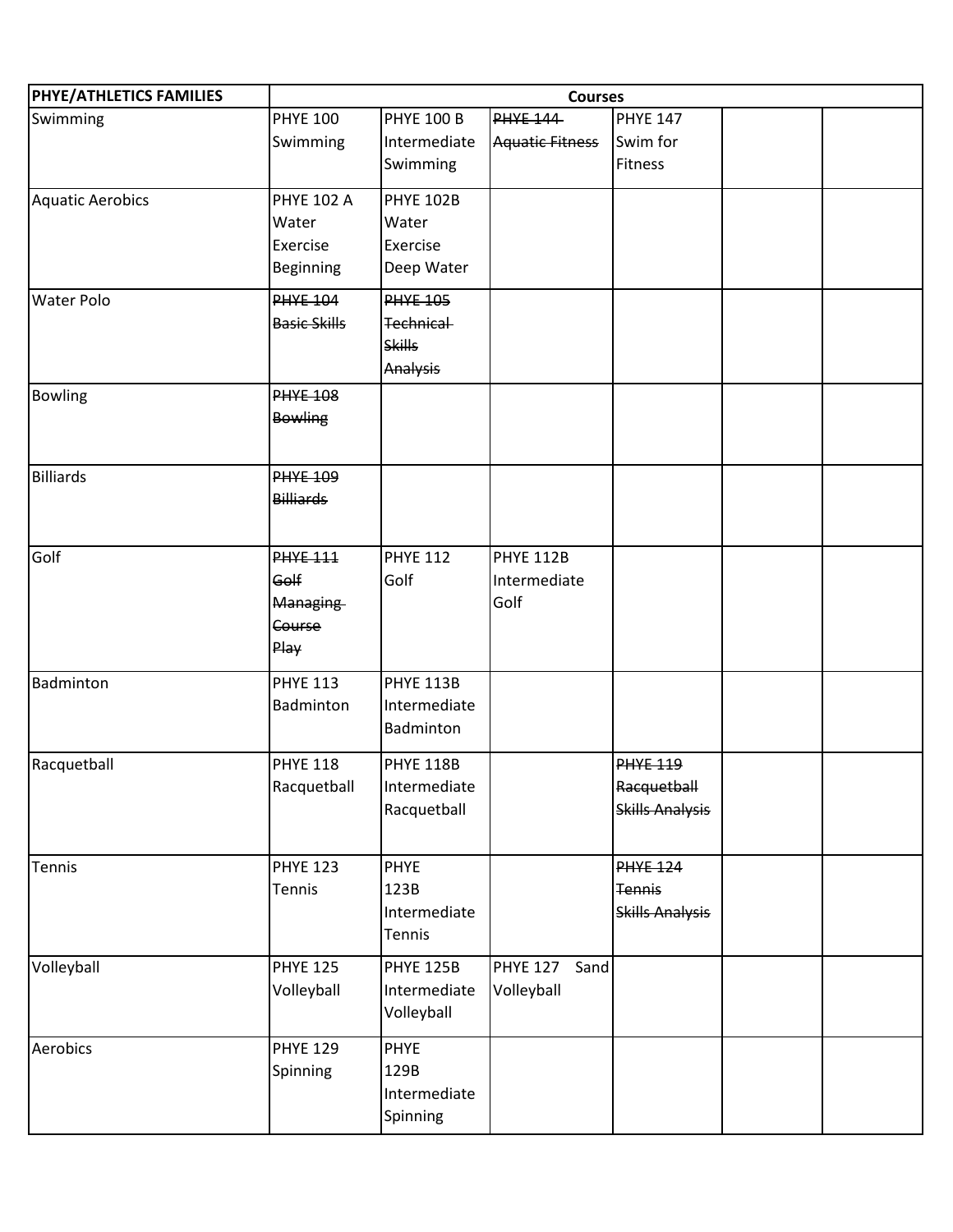| PHYE/ATHLETICS FAMILIES | Courses | | | | | |
|---|---|---|---|---|---|---|
| Swimming | PHYE 100 Swimming | PHYE 100 B Intermediate Swimming | ~~PHYE 144 Aquatic Fitness~~ | PHYE 147 Swim for Fitness | | |
| Aquatic Aerobics | PHYE 102 A Water Exercise Beginning | PHYE 102B Water Exercise Deep Water | | | | |
| Water Polo | ~~PHYE 104 Basic Skills~~ | ~~PHYE 105 Technical Skills Analysis~~ | | | | |
| Bowling | ~~PHYE 108 Bowling~~ | | | | | |
| Billiards | ~~PHYE 109 Billiards~~ | | | | | |
| Golf | ~~PHYE 111 Golf Managing Course Play~~ | PHYE 112 Golf | PHYE 112B Intermediate Golf | | | |
| Badminton | PHYE 113 Badminton | PHYE 113B Intermediate Badminton | | | | |
| Racquetball | PHYE 118 Racquetball | PHYE 118B Intermediate Racquetball | | ~~PHYE 119 Racquetball Skills Analysis~~ | | |
| Tennis | PHYE 123 Tennis | PHYE 123B Intermediate Tennis | | ~~PHYE 124 Tennis Skills Analysis~~ | | |
| Volleyball | PHYE 125 Volleyball | PHYE 125B Intermediate Volleyball | PHYE 127 Sand Volleyball | | | |
| Aerobics | PHYE 129 Spinning | PHYE 129B Intermediate Spinning | | | | |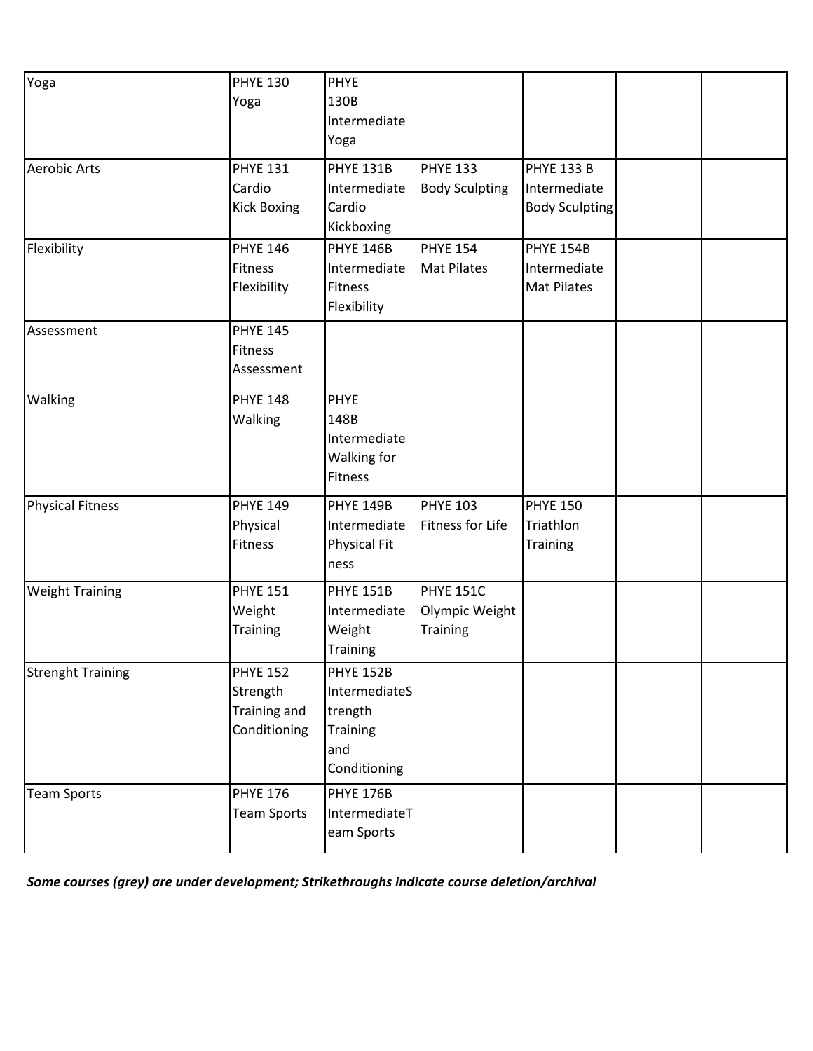| | | | | | | |
|---|---|---|---|---|---|---|
| Yoga | PHYE 130 Yoga | PHYE 130B Intermediate Yoga | | | | |
| Aerobic Arts | PHYE 131 Cardio Kick Boxing | PHYE 131B Intermediate Cardio Kickboxing | PHYE 133 Body Sculpting | PHYE 133 B Intermediate Body Sculpting | | |
| Flexibility | PHYE 146 Fitness Flexibility | PHYE 146B Intermediate Fitness Flexibility | PHYE 154 Mat Pilates | PHYE 154B Intermediate Mat Pilates | | |
| Assessment | PHYE 145 Fitness Assessment | | | | | |
| Walking | PHYE 148 Walking | PHYE 148B Intermediate Walking for Fitness | | | | |
| Physical Fitness | PHYE 149 Physical Fitness | PHYE 149B Intermediate Physical Fit ness | PHYE 103 Fitness for Life | PHYE 150 Triathlon Training | | |
| Weight Training | PHYE 151 Weight Training | PHYE 151B Intermediate Weight Training | PHYE 151C Olympic Weight Training | | | |
| Strenght Training | PHYE 152 Strength Training and Conditioning | PHYE 152B IntermediateS trength Training and Conditioning | | | | |
| Team Sports | PHYE 176 Team Sports | PHYE 176B IntermediateT eam Sports | | | | |

***Some courses (grey) are under development; Strikethroughs indicate course deletion/archival***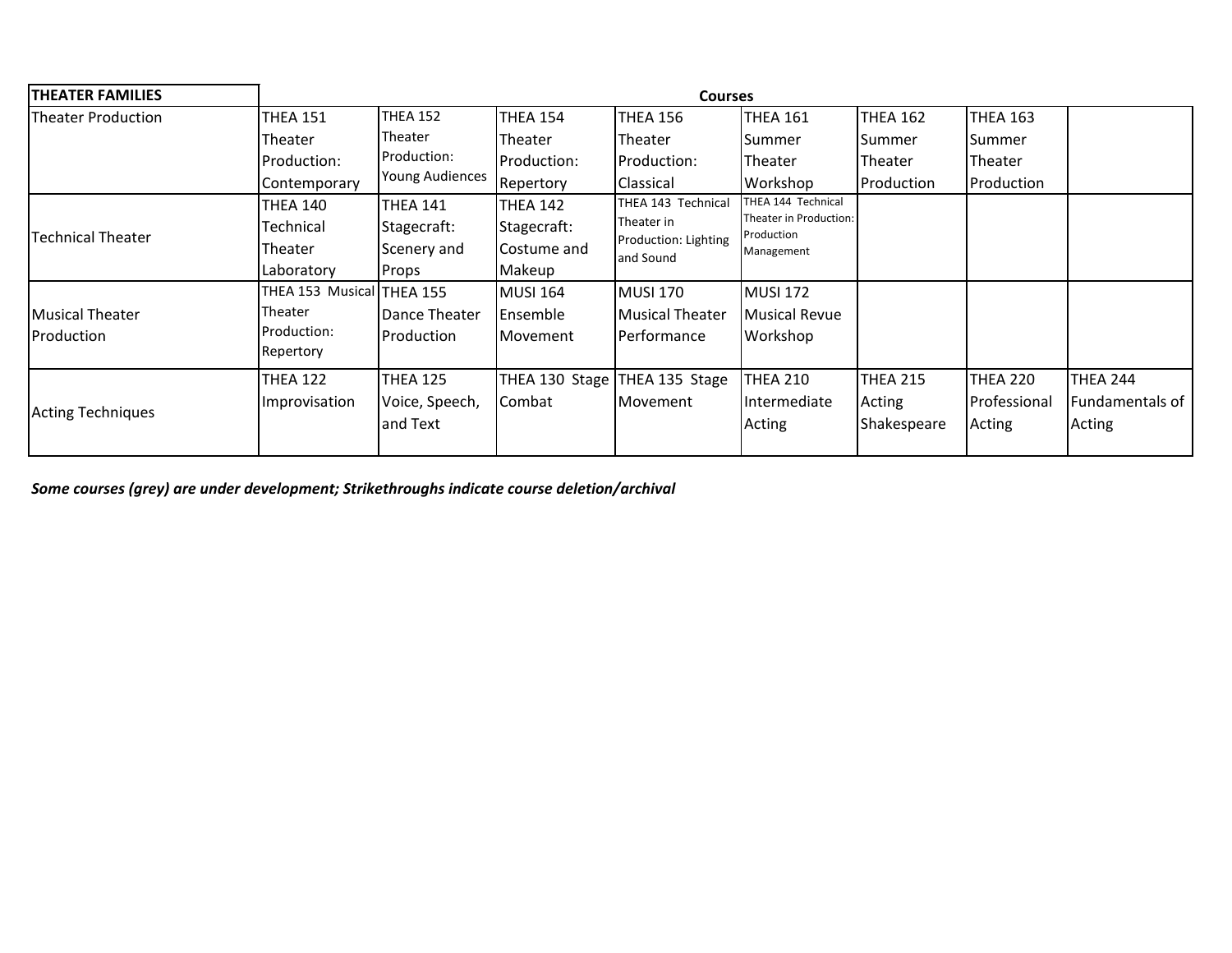| THEATER FAMILIES | Courses | | | | | | | |
|---|---|---|---|---|---|---|---|---|
| Theater Production | THEA 151 Theater Production: Contemporary | THEA 152 Theater Production: Young Audiences | THEA 154 Theater Production: Repertory | THEA 156 Theater Production: Classical | THEA 161 Summer Theater Workshop | THEA 162 Summer Theater Production | THEA 163 Summer Theater Production | |
| Technical Theater | THEA 140 Technical Theater Laboratory | THEA 141 Stagecraft: Scenery and Props | THEA 142 Stagecraft: Costume and Makeup | THEA 143 Technical Theater in Production: Lighting and Sound | THEA 144 Technical Theater in Production: Production Management | | | |
| Musical Theater Production | THEA 153 Musical Theater Production: Repertory | THEA 155 Dance Theater Production | MUSI 164 Ensemble Movement | MUSI 170 Musical Theater Performance | MUSI 172 Musical Revue Workshop | | | |
| Acting Techniques | THEA 122 Improvisation | THEA 125 Voice, Speech, and Text | THEA 130 Stage Combat | THEA 135 Stage Movement | THEA 210 Intermediate Acting | THEA 215 Acting Shakespeare | THEA 220 Professional Acting | THEA 244 Fundamentals of Acting |

***Some courses (grey) are under development; Strikethroughs indicate course deletion/archival***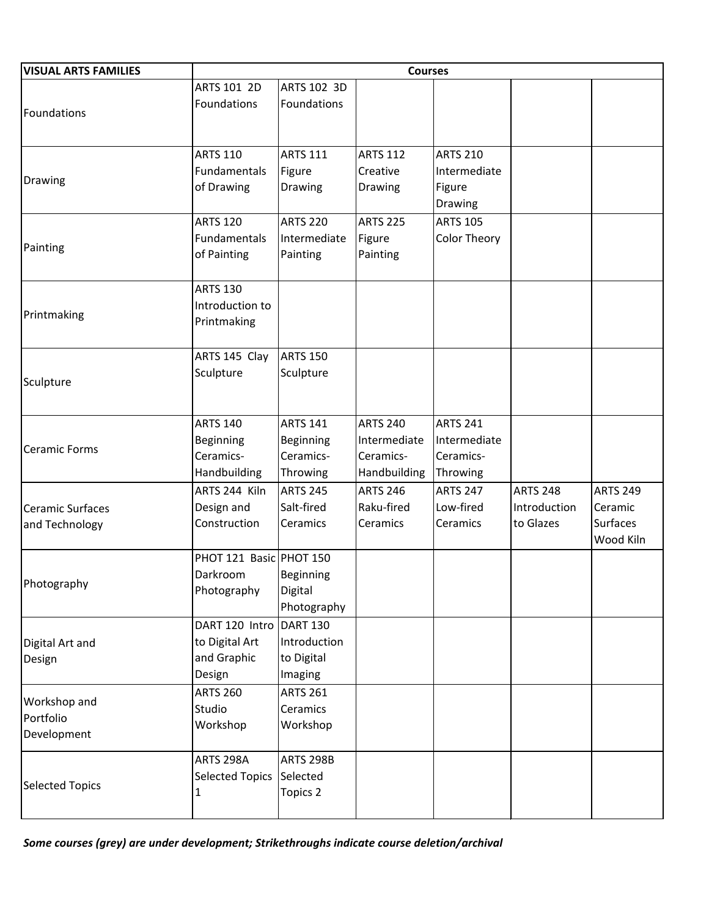| VISUAL ARTS FAMILIES | Courses | | | | | |
|---|---|---|---|---|---|---|
| Foundations | ARTS 101 2D Foundations | ARTS 102 3D Foundations | | | | |
| Drawing | ARTS 110 Fundamentals of Drawing | ARTS 111 Figure Drawing | ARTS 112 Creative Drawing | ARTS 210 Intermediate Figure Drawing | | |
| Painting | ARTS 120 Fundamentals of Painting | ARTS 220 Intermediate Painting | ARTS 225 Figure Painting | ARTS 105 Color Theory | | |
| Printmaking | ARTS 130 Introduction to Printmaking | | | | | |
| Sculpture | ARTS 145 Clay Sculpture | ARTS 150 Sculpture | | | | |
| Ceramic Forms | ARTS 140 Beginning Ceramics-Handbuilding | ARTS 141 Beginning Ceramics-Throwing | ARTS 240 Intermediate Ceramics-Handbuilding | ARTS 241 Intermediate Ceramics-Throwing | | |
| Ceramic Surfaces and Technology | ARTS 244 Kiln Design and Construction | ARTS 245 Salt-fired Ceramics | ARTS 246 Raku-fired Ceramics | ARTS 247 Low-fired Ceramics | ARTS 248 Introduction to Glazes | ARTS 249 Ceramic Surfaces Wood Kiln |
| Photography | PHOT 121 Basic Darkroom Photography | PHOT 150 Beginning Digital Photography | | | | |
| Digital Art and Design | DART 120 Intro to Digital Art and Graphic Design | DART 130 Introduction to Digital Imaging | | | | |
| Workshop and Portfolio Development | ARTS 260 Studio Workshop | ARTS 261 Ceramics Workshop | | | | |
| Selected Topics | ARTS 298A Selected Topics 1 | ARTS 298B Selected Topics 2 | | | | |

***Some courses (grey) are under development; Strikethroughs indicate course deletion/archival***